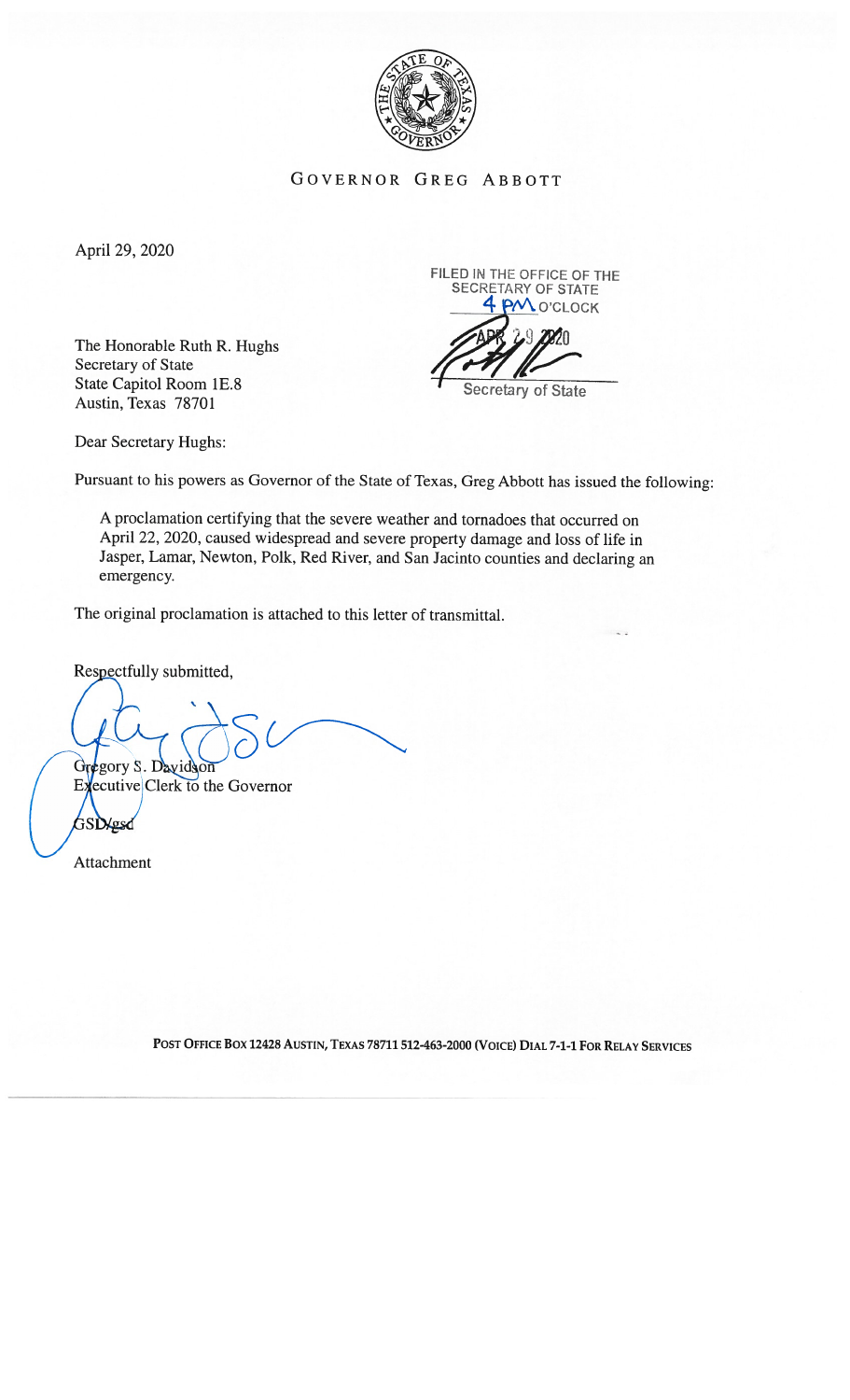GOVERNOR GREG ABBOTT

April 29, 2020

FILED IN THE OFFICE OF THE SECRETARY OF STATE
4 PM O'CLOCK
APR 29 2020
Secretary of State

The Honorable Ruth R. Hughs
Secretary of State
State Capitol Room 1E.8
Austin, Texas 78701

Dear Secretary Hughs:

Pursuant to his powers as Governor of the State of Texas, Greg Abbott has issued the following:

> A proclamation certifying that the severe weather and tornadoes that occurred on April 22, 2020, caused widespread and severe property damage and loss of life in Jasper, Lamar, Newton, Polk, Red River, and San Jacinto counties and declaring an emergency.

The original proclamation is attached to this letter of transmittal.

Respectfully submitted,

Gregory S. Davidson
Executive Clerk to the Governor

GSD/gsd

Attachment

POST OFFICE BOX 12428 AUSTIN, TEXAS 78711 512-463-2000 (VOICE) DIAL 7-1-1 FOR RELAY SERVICES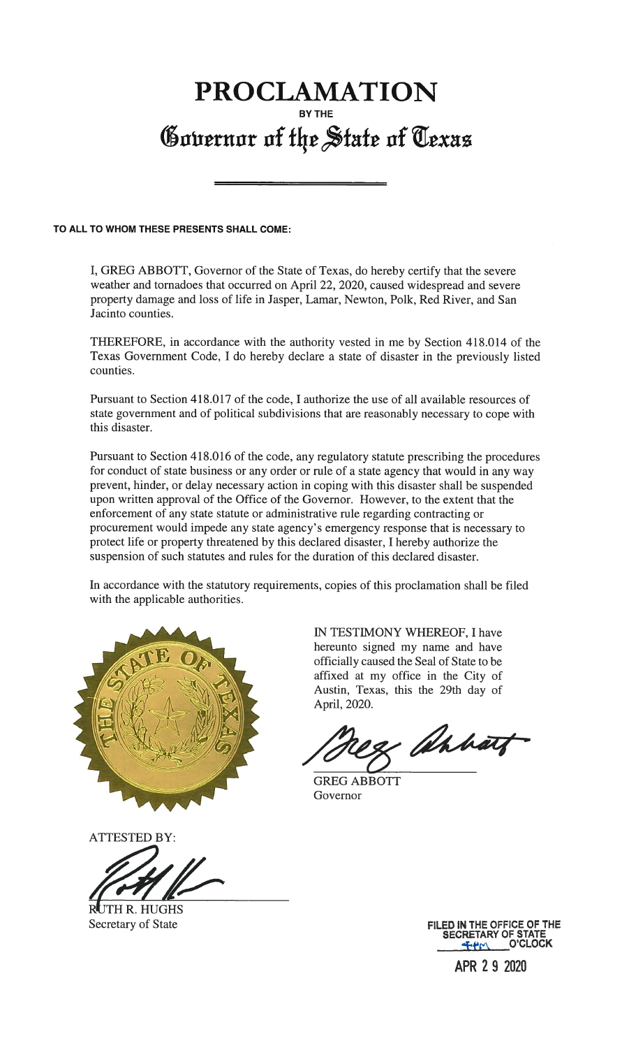# PROCLAMATION

**BY THE**

## Governor of the State of Texas

**TO ALL TO WHOM THESE PRESENTS SHALL COME:**

I, GREG ABBOTT, Governor of the State of Texas, do hereby certify that the severe weather and tornadoes that occurred on April 22, 2020, caused widespread and severe property damage and loss of life in Jasper, Lamar, Newton, Polk, Red River, and San Jacinto counties.

THEREFORE, in accordance with the authority vested in me by Section 418.014 of the Texas Government Code, I do hereby declare a state of disaster in the previously listed counties.

Pursuant to Section 418.017 of the code, I authorize the use of all available resources of state government and of political subdivisions that are reasonably necessary to cope with this disaster.

Pursuant to Section 418.016 of the code, any regulatory statute prescribing the procedures for conduct of state business or any order or rule of a state agency that would in any way prevent, hinder, or delay necessary action in coping with this disaster shall be suspended upon written approval of the Office of the Governor. However, to the extent that the enforcement of any state statute or administrative rule regarding contracting or procurement would impede any state agency's emergency response that is necessary to protect life or property threatened by this declared disaster, I hereby authorize the suspension of such statutes and rules for the duration of this declared disaster.

In accordance with the statutory requirements, copies of this proclamation shall be filed with the applicable authorities.

IN TESTIMONY WHEREOF, I have hereunto signed my name and have officially caused the Seal of State to be affixed at my office in the City of Austin, Texas, this the 29th day of April, 2020.

GREG ABBOTT
Governor

ATTESTED BY:

RUTH R. HUGHS
Secretary of State

FILED IN THE OFFICE OF THE SECRETARY OF STATE
4 PM O'CLOCK

APR 29 2020